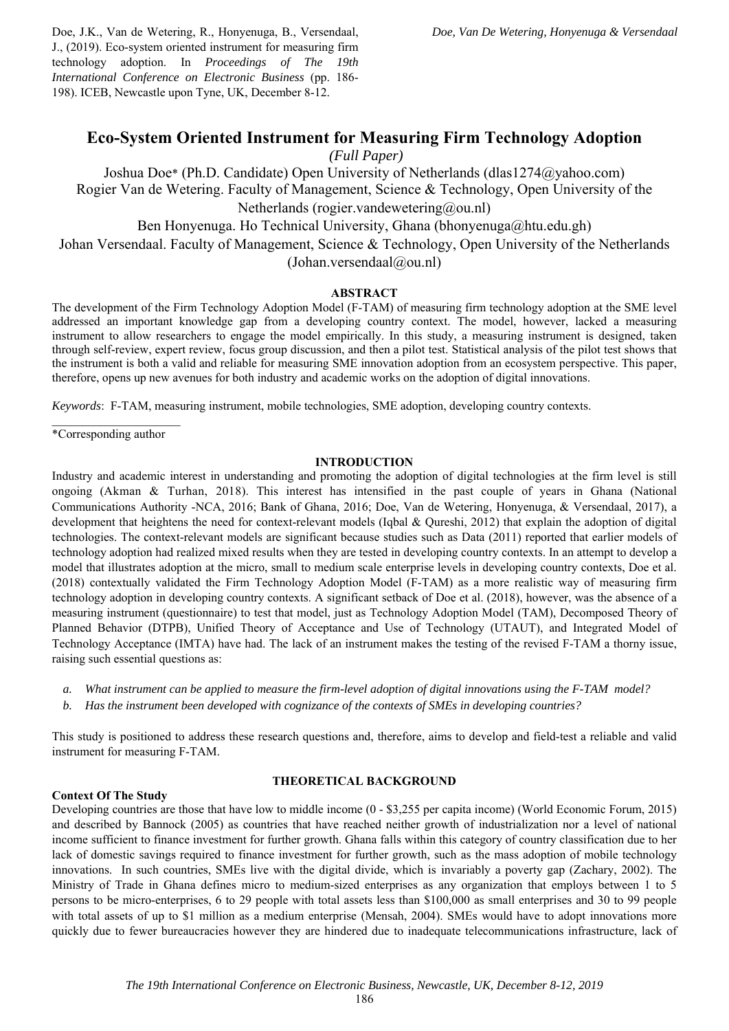Doe, J.K., Van de Wetering, R., Honyenuga, B., Versendaal, J., (2019). Eco-system oriented instrument for measuring firm technology adoption. In *Proceedings of The 19th International Conference on Electronic Business* (pp. 186-198). ICEB, Newcastle upon Tyne, UK, December 8-12.

# Eco-System Oriented Instrument for Measuring Firm Technology Adoption

*(Full Paper)*

Joshua Doe* (Ph.D. Candidate) Open University of Netherlands (dlas1274@yahoo.com)
Rogier Van de Wetering. Faculty of Management, Science & Technology, Open University of the Netherlands (rogier.vandewetering@ou.nl)
Ben Honyenuga. Ho Technical University, Ghana (bhonyenuga@htu.edu.gh)
Johan Versendaal. Faculty of Management, Science & Technology, Open University of the Netherlands (Johan.versendaal@ou.nl)

## ABSTRACT

The development of the Firm Technology Adoption Model (F-TAM) of measuring firm technology adoption at the SME level addressed an important knowledge gap from a developing country context. The model, however, lacked a measuring instrument to allow researchers to engage the model empirically. In this study, a measuring instrument is designed, taken through self-review, expert review, focus group discussion, and then a pilot test. Statistical analysis of the pilot test shows that the instrument is both a valid and reliable for measuring SME innovation adoption from an ecosystem perspective. This paper, therefore, opens up new avenues for both industry and academic works on the adoption of digital innovations.

*Keywords*: F-TAM, measuring instrument, mobile technologies, SME adoption, developing country contexts.

*Corresponding author

## INTRODUCTION

Industry and academic interest in understanding and promoting the adoption of digital technologies at the firm level is still ongoing (Akman & Turhan, 2018). This interest has intensified in the past couple of years in Ghana (National Communications Authority -NCA, 2016; Bank of Ghana, 2016; Doe, Van de Wetering, Honyenuga, & Versendaal, 2017), a development that heightens the need for context-relevant models (Iqbal & Qureshi, 2012) that explain the adoption of digital technologies. The context-relevant models are significant because studies such as Data (2011) reported that earlier models of technology adoption had realized mixed results when they are tested in developing country contexts. In an attempt to develop a model that illustrates adoption at the micro, small to medium scale enterprise levels in developing country contexts, Doe et al. (2018) contextually validated the Firm Technology Adoption Model (F-TAM) as a more realistic way of measuring firm technology adoption in developing country contexts. A significant setback of Doe et al. (2018), however, was the absence of a measuring instrument (questionnaire) to test that model, just as Technology Adoption Model (TAM), Decomposed Theory of Planned Behavior (DTPB), Unified Theory of Acceptance and Use of Technology (UTAUT), and Integrated Model of Technology Acceptance (IMTA) have had. The lack of an instrument makes the testing of the revised F-TAM a thorny issue, raising such essential questions as:

a. *What instrument can be applied to measure the firm-level adoption of digital innovations using the F-TAM model?*
b. *Has the instrument been developed with cognizance of the contexts of SMEs in developing countries?*

This study is positioned to address these research questions and, therefore, aims to develop and field-test a reliable and valid instrument for measuring F-TAM.

## THEORETICAL BACKGROUND

### Context Of The Study

Developing countries are those that have low to middle income (0 - $3,255 per capita income) (World Economic Forum, 2015) and described by Bannock (2005) as countries that have reached neither growth of industrialization nor a level of national income sufficient to finance investment for further growth. Ghana falls within this category of country classification due to her lack of domestic savings required to finance investment for further growth, such as the mass adoption of mobile technology innovations. In such countries, SMEs live with the digital divide, which is invariably a poverty gap (Zachary, 2002). The Ministry of Trade in Ghana defines micro to medium-sized enterprises as any organization that employs between 1 to 5 persons to be micro-enterprises, 6 to 29 people with total assets less than $100,000 as small enterprises and 30 to 99 people with total assets of up to $1 million as a medium enterprise (Mensah, 2004). SMEs would have to adopt innovations more quickly due to fewer bureaucracies however they are hindered due to inadequate telecommunications infrastructure, lack of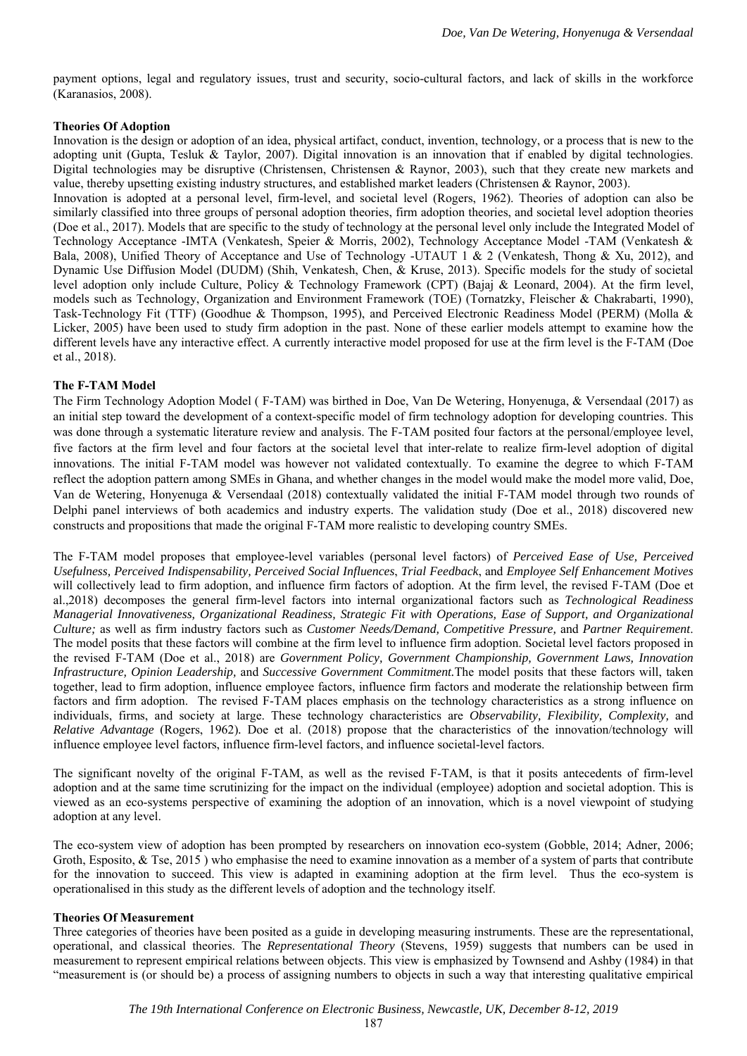payment options, legal and regulatory issues, trust and security, socio-cultural factors, and lack of skills in the workforce (Karanasios, 2008).

**Theories Of Adoption**

Innovation is the design or adoption of an idea, physical artifact, conduct, invention, technology, or a process that is new to the adopting unit (Gupta, Tesluk & Taylor, 2007). Digital innovation is an innovation that if enabled by digital technologies. Digital technologies may be disruptive (Christensen, Christensen & Raynor, 2003), such that they create new markets and value, thereby upsetting existing industry structures, and established market leaders (Christensen & Raynor, 2003).

Innovation is adopted at a personal level, firm-level, and societal level (Rogers, 1962). Theories of adoption can also be similarly classified into three groups of personal adoption theories, firm adoption theories, and societal level adoption theories (Doe et al., 2017). Models that are specific to the study of technology at the personal level only include the Integrated Model of Technology Acceptance -IMTA (Venkatesh, Speier & Morris, 2002), Technology Acceptance Model -TAM (Venkatesh & Bala, 2008), Unified Theory of Acceptance and Use of Technology -UTAUT 1 & 2 (Venkatesh, Thong & Xu, 2012), and Dynamic Use Diffusion Model (DUDM) (Shih, Venkatesh, Chen, & Kruse, 2013). Specific models for the study of societal level adoption only include Culture, Policy & Technology Framework (CPT) (Bajaj & Leonard, 2004). At the firm level, models such as Technology, Organization and Environment Framework (TOE) (Tornatzky, Fleischer & Chakrabarti, 1990), Task-Technology Fit (TTF) (Goodhue & Thompson, 1995), and Perceived Electronic Readiness Model (PERM) (Molla & Licker, 2005) have been used to study firm adoption in the past. None of these earlier models attempt to examine how the different levels have any interactive effect. A currently interactive model proposed for use at the firm level is the F-TAM (Doe et al., 2018).

**The F-TAM Model**

The Firm Technology Adoption Model ( F-TAM) was birthed in Doe, Van De Wetering, Honyenuga, & Versendaal (2017) as an initial step toward the development of a context-specific model of firm technology adoption for developing countries. This was done through a systematic literature review and analysis. The F-TAM posited four factors at the personal/employee level, five factors at the firm level and four factors at the societal level that inter-relate to realize firm-level adoption of digital innovations. The initial F-TAM model was however not validated contextually. To examine the degree to which F-TAM reflect the adoption pattern among SMEs in Ghana, and whether changes in the model would make the model more valid, Doe, Van de Wetering, Honyenuga & Versendaal (2018) contextually validated the initial F-TAM model through two rounds of Delphi panel interviews of both academics and industry experts. The validation study (Doe et al., 2018) discovered new constructs and propositions that made the original F-TAM more realistic to developing country SMEs.

The F-TAM model proposes that employee-level variables (personal level factors) of *Perceived Ease of Use, Perceived Usefulness, Perceived Indispensability, Perceived Social Influences*, *Trial Feedback*, and *Employee Self Enhancement Motives* will collectively lead to firm adoption, and influence firm factors of adoption. At the firm level, the revised F-TAM (Doe et al.,2018) decomposes the general firm-level factors into internal organizational factors such as *Technological Readiness Managerial Innovativeness, Organizational Readiness, Strategic Fit with Operations, Ease of Support, and Organizational Culture;* as well as firm industry factors such as *Customer Needs/Demand, Competitive Pressure,* and *Partner Requirement*. The model posits that these factors will combine at the firm level to influence firm adoption. Societal level factors proposed in the revised F-TAM (Doe et al., 2018) are *Government Policy, Government Championship, Government Laws, Innovation Infrastructure, Opinion Leadership,* and *Successive Government Commitment.*The model posits that these factors will, taken together, lead to firm adoption, influence employee factors, influence firm factors and moderate the relationship between firm factors and firm adoption. The revised F-TAM places emphasis on the technology characteristics as a strong influence on individuals, firms, and society at large. These technology characteristics are *Observability, Flexibility, Complexity,* and *Relative Advantage* (Rogers, 1962). Doe et al. (2018) propose that the characteristics of the innovation/technology will influence employee level factors, influence firm-level factors, and influence societal-level factors.

The significant novelty of the original F-TAM, as well as the revised F-TAM, is that it posits antecedents of firm-level adoption and at the same time scrutinizing for the impact on the individual (employee) adoption and societal adoption. This is viewed as an eco-systems perspective of examining the adoption of an innovation, which is a novel viewpoint of studying adoption at any level.

The eco-system view of adoption has been prompted by researchers on innovation eco-system (Gobble, 2014; Adner, 2006; Groth, Esposito, & Tse, 2015 ) who emphasise the need to examine innovation as a member of a system of parts that contribute for the innovation to succeed. This view is adapted in examining adoption at the firm level. Thus the eco-system is operationalised in this study as the different levels of adoption and the technology itself.

**Theories Of Measurement**

Three categories of theories have been posited as a guide in developing measuring instruments. These are the representational, operational, and classical theories. The *Representational Theory* (Stevens, 1959) suggests that numbers can be used in measurement to represent empirical relations between objects. This view is emphasized by Townsend and Ashby (1984) in that "measurement is (or should be) a process of assigning numbers to objects in such a way that interesting qualitative empirical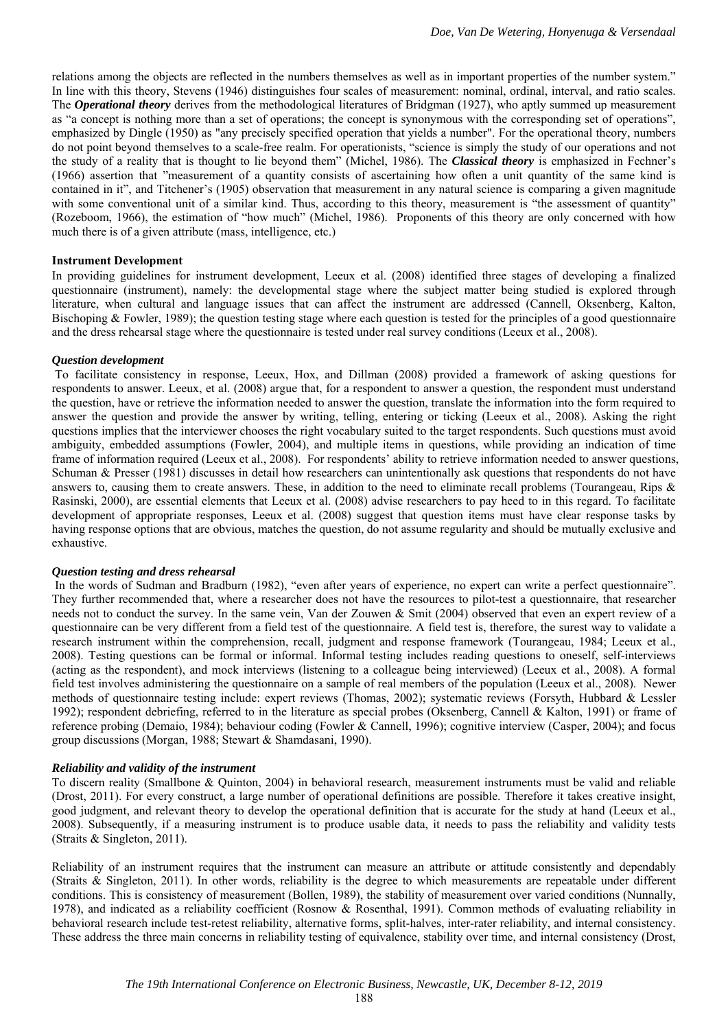relations among the objects are reflected in the numbers themselves as well as in important properties of the number system." In line with this theory, Stevens (1946) distinguishes four scales of measurement: nominal, ordinal, interval, and ratio scales. The ***Operational theory*** derives from the methodological literatures of Bridgman (1927), who aptly summed up measurement as "a concept is nothing more than a set of operations; the concept is synonymous with the corresponding set of operations", emphasized by Dingle (1950) as "any precisely specified operation that yields a number". For the operational theory, numbers do not point beyond themselves to a scale-free realm. For operationists, "science is simply the study of our operations and not the study of a reality that is thought to lie beyond them" (Michel, 1986). The ***Classical theory*** is emphasized in Fechner's (1966) assertion that "measurement of a quantity consists of ascertaining how often a unit quantity of the same kind is contained in it", and Titchener's (1905) observation that measurement in any natural science is comparing a given magnitude with some conventional unit of a similar kind. Thus, according to this theory, measurement is "the assessment of quantity" (Rozeboom, 1966), the estimation of "how much" (Michel, 1986). Proponents of this theory are only concerned with how much there is of a given attribute (mass, intelligence, etc.)

**Instrument Development**

In providing guidelines for instrument development, Leeux et al. (2008) identified three stages of developing a finalized questionnaire (instrument), namely: the developmental stage where the subject matter being studied is explored through literature, when cultural and language issues that can affect the instrument are addressed (Cannell, Oksenberg, Kalton, Bischoping & Fowler, 1989); the question testing stage where each question is tested for the principles of a good questionnaire and the dress rehearsal stage where the questionnaire is tested under real survey conditions (Leeux et al., 2008).

***Question development***

To facilitate consistency in response, Leeux, Hox, and Dillman (2008) provided a framework of asking questions for respondents to answer. Leeux, et al. (2008) argue that, for a respondent to answer a question, the respondent must understand the question, have or retrieve the information needed to answer the question, translate the information into the form required to answer the question and provide the answer by writing, telling, entering or ticking (Leeux et al., 2008). Asking the right questions implies that the interviewer chooses the right vocabulary suited to the target respondents. Such questions must avoid ambiguity, embedded assumptions (Fowler, 2004), and multiple items in questions, while providing an indication of time frame of information required (Leeux et al., 2008). For respondents' ability to retrieve information needed to answer questions, Schuman & Presser (1981) discusses in detail how researchers can unintentionally ask questions that respondents do not have answers to, causing them to create answers. These, in addition to the need to eliminate recall problems (Tourangeau, Rips & Rasinski, 2000), are essential elements that Leeux et al. (2008) advise researchers to pay heed to in this regard. To facilitate development of appropriate responses, Leeux et al. (2008) suggest that question items must have clear response tasks by having response options that are obvious, matches the question, do not assume regularity and should be mutually exclusive and exhaustive.

***Question testing and dress rehearsal***

In the words of Sudman and Bradburn (1982), "even after years of experience, no expert can write a perfect questionnaire". They further recommended that, where a researcher does not have the resources to pilot-test a questionnaire, that researcher needs not to conduct the survey. In the same vein, Van der Zouwen & Smit (2004) observed that even an expert review of a questionnaire can be very different from a field test of the questionnaire. A field test is, therefore, the surest way to validate a research instrument within the comprehension, recall, judgment and response framework (Tourangeau, 1984; Leeux et al., 2008). Testing questions can be formal or informal. Informal testing includes reading questions to oneself, self-interviews (acting as the respondent), and mock interviews (listening to a colleague being interviewed) (Leeux et al., 2008). A formal field test involves administering the questionnaire on a sample of real members of the population (Leeux et al., 2008). Newer methods of questionnaire testing include: expert reviews (Thomas, 2002); systematic reviews (Forsyth, Hubbard & Lessler 1992); respondent debriefing, referred to in the literature as special probes (Oksenberg, Cannell & Kalton, 1991) or frame of reference probing (Demaio, 1984); behaviour coding (Fowler & Cannell, 1996); cognitive interview (Casper, 2004); and focus group discussions (Morgan, 1988; Stewart & Shamdasani, 1990).

***Reliability and validity of the instrument***

To discern reality (Smallbone & Quinton, 2004) in behavioral research, measurement instruments must be valid and reliable (Drost, 2011). For every construct, a large number of operational definitions are possible. Therefore it takes creative insight, good judgment, and relevant theory to develop the operational definition that is accurate for the study at hand (Leeux et al., 2008). Subsequently, if a measuring instrument is to produce usable data, it needs to pass the reliability and validity tests (Straits & Singleton, 2011).

Reliability of an instrument requires that the instrument can measure an attribute or attitude consistently and dependably (Straits & Singleton, 2011). In other words, reliability is the degree to which measurements are repeatable under different conditions. This is consistency of measurement (Bollen, 1989), the stability of measurement over varied conditions (Nunnally, 1978), and indicated as a reliability coefficient (Rosnow & Rosenthal, 1991). Common methods of evaluating reliability in behavioral research include test-retest reliability, alternative forms, split-halves, inter-rater reliability, and internal consistency. These address the three main concerns in reliability testing of equivalence, stability over time, and internal consistency (Drost,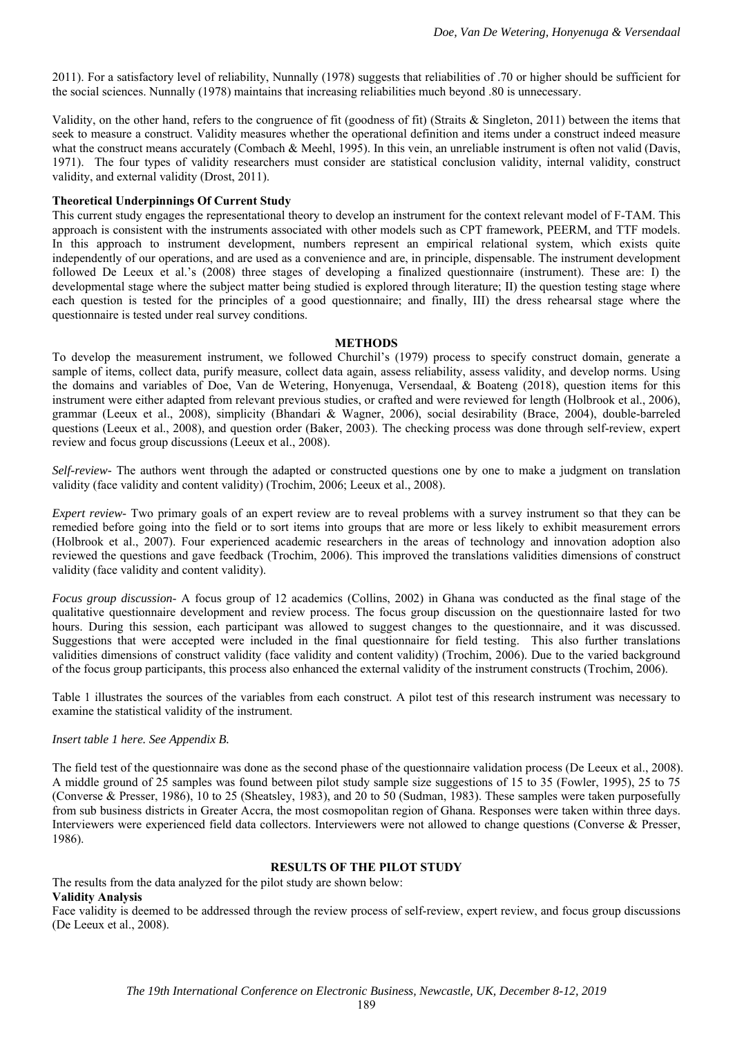2011). For a satisfactory level of reliability, Nunnally (1978) suggests that reliabilities of .70 or higher should be sufficient for the social sciences. Nunnally (1978) maintains that increasing reliabilities much beyond .80 is unnecessary.

Validity, on the other hand, refers to the congruence of fit (goodness of fit) (Straits & Singleton, 2011) between the items that seek to measure a construct. Validity measures whether the operational definition and items under a construct indeed measure what the construct means accurately (Combach & Meehl, 1995). In this vein, an unreliable instrument is often not valid (Davis, 1971). The four types of validity researchers must consider are statistical conclusion validity, internal validity, construct validity, and external validity (Drost, 2011).

**Theoretical Underpinnings Of Current Study**

This current study engages the representational theory to develop an instrument for the context relevant model of F-TAM. This approach is consistent with the instruments associated with other models such as CPT framework, PEERM, and TTF models. In this approach to instrument development, numbers represent an empirical relational system, which exists quite independently of our operations, and are used as a convenience and are, in principle, dispensable. The instrument development followed De Leeux et al.'s (2008) three stages of developing a finalized questionnaire (instrument). These are: I) the developmental stage where the subject matter being studied is explored through literature; II) the question testing stage where each question is tested for the principles of a good questionnaire; and finally, III) the dress rehearsal stage where the questionnaire is tested under real survey conditions.

## METHODS

To develop the measurement instrument, we followed Churchil's (1979) process to specify construct domain, generate a sample of items, collect data, purify measure, collect data again, assess reliability, assess validity, and develop norms. Using the domains and variables of Doe, Van de Wetering, Honyenuga, Versendaal, & Boateng (2018), question items for this instrument were either adapted from relevant previous studies, or crafted and were reviewed for length (Holbrook et al., 2006), grammar (Leeux et al., 2008), simplicity (Bhandari & Wagner, 2006), social desirability (Brace, 2004), double-barreled questions (Leeux et al., 2008), and question order (Baker, 2003). The checking process was done through self-review, expert review and focus group discussions (Leeux et al., 2008).

*Self-review-* The authors went through the adapted or constructed questions one by one to make a judgment on translation validity (face validity and content validity) (Trochim, 2006; Leeux et al., 2008).

*Expert review-* Two primary goals of an expert review are to reveal problems with a survey instrument so that they can be remedied before going into the field or to sort items into groups that are more or less likely to exhibit measurement errors (Holbrook et al., 2007). Four experienced academic researchers in the areas of technology and innovation adoption also reviewed the questions and gave feedback (Trochim, 2006). This improved the translations validities dimensions of construct validity (face validity and content validity).

*Focus group discussion-* A focus group of 12 academics (Collins, 2002) in Ghana was conducted as the final stage of the qualitative questionnaire development and review process. The focus group discussion on the questionnaire lasted for two hours. During this session, each participant was allowed to suggest changes to the questionnaire, and it was discussed. Suggestions that were accepted were included in the final questionnaire for field testing. This also further translations validities dimensions of construct validity (face validity and content validity) (Trochim, 2006). Due to the varied background of the focus group participants, this process also enhanced the external validity of the instrument constructs (Trochim, 2006).

Table 1 illustrates the sources of the variables from each construct. A pilot test of this research instrument was necessary to examine the statistical validity of the instrument.

*Insert table 1 here. See Appendix B.*

The field test of the questionnaire was done as the second phase of the questionnaire validation process (De Leeux et al., 2008). A middle ground of 25 samples was found between pilot study sample size suggestions of 15 to 35 (Fowler, 1995), 25 to 75 (Converse & Presser, 1986), 10 to 25 (Sheatsley, 1983), and 20 to 50 (Sudman, 1983). These samples were taken purposefully from sub business districts in Greater Accra, the most cosmopolitan region of Ghana. Responses were taken within three days. Interviewers were experienced field data collectors. Interviewers were not allowed to change questions (Converse & Presser, 1986).

## RESULTS OF THE PILOT STUDY

The results from the data analyzed for the pilot study are shown below:

**Validity Analysis**

Face validity is deemed to be addressed through the review process of self-review, expert review, and focus group discussions (De Leeux et al., 2008).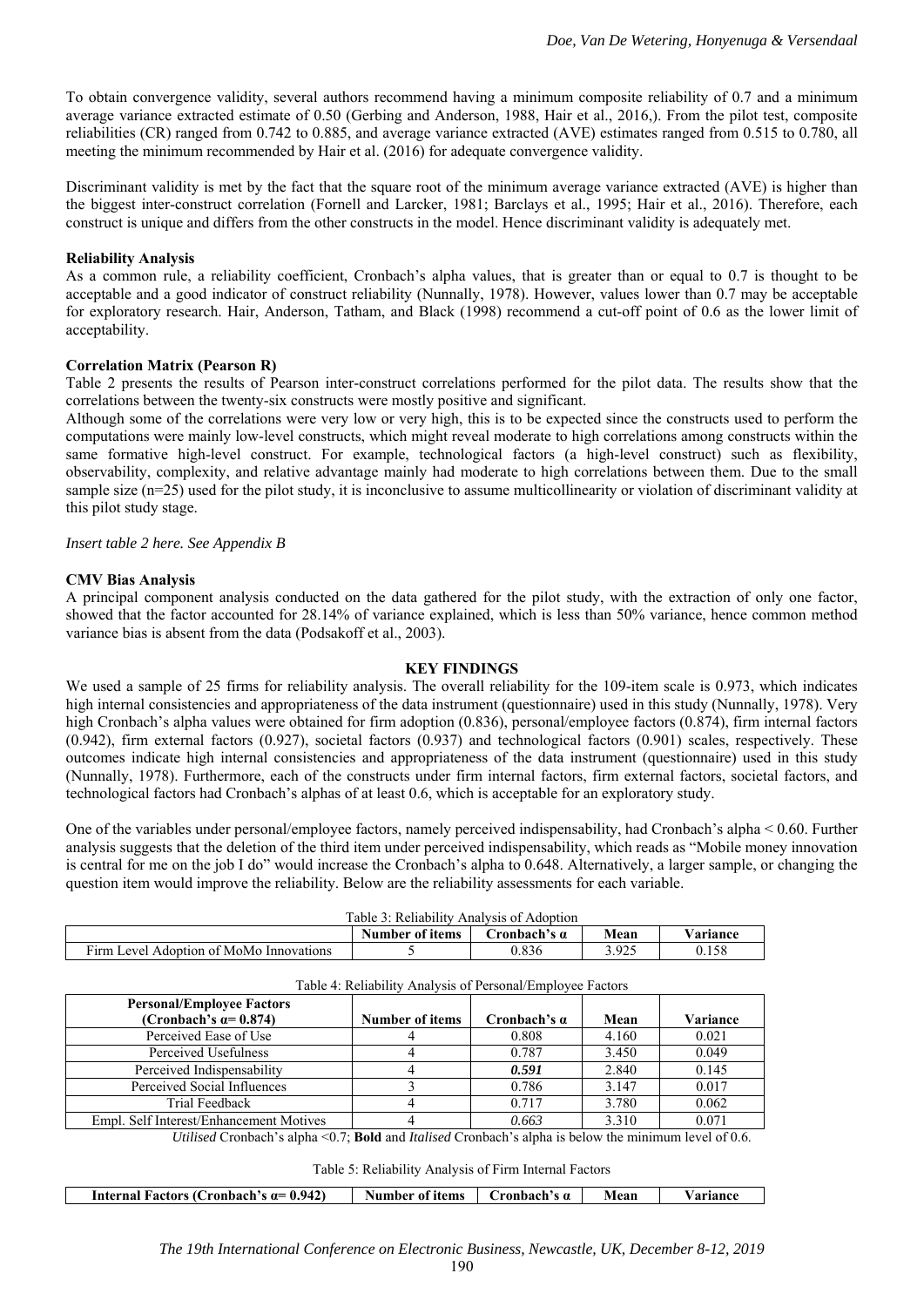To obtain convergence validity, several authors recommend having a minimum composite reliability of 0.7 and a minimum average variance extracted estimate of 0.50 (Gerbing and Anderson, 1988, Hair et al., 2016,). From the pilot test, composite reliabilities (CR) ranged from 0.742 to 0.885, and average variance extracted (AVE) estimates ranged from 0.515 to 0.780, all meeting the minimum recommended by Hair et al. (2016) for adequate convergence validity.

Discriminant validity is met by the fact that the square root of the minimum average variance extracted (AVE) is higher than the biggest inter-construct correlation (Fornell and Larcker, 1981; Barclays et al., 1995; Hair et al., 2016). Therefore, each construct is unique and differs from the other constructs in the model. Hence discriminant validity is adequately met.

**Reliability Analysis**

As a common rule, a reliability coefficient, Cronbach's alpha values, that is greater than or equal to 0.7 is thought to be acceptable and a good indicator of construct reliability (Nunnally, 1978). However, values lower than 0.7 may be acceptable for exploratory research. Hair, Anderson, Tatham, and Black (1998) recommend a cut-off point of 0.6 as the lower limit of acceptability.

**Correlation Matrix (Pearson R)**

Table 2 presents the results of Pearson inter-construct correlations performed for the pilot data. The results show that the correlations between the twenty-six constructs were mostly positive and significant.

Although some of the correlations were very low or very high, this is to be expected since the constructs used to perform the computations were mainly low-level constructs, which might reveal moderate to high correlations among constructs within the same formative high-level construct. For example, technological factors (a high-level construct) such as flexibility, observability, complexity, and relative advantage mainly had moderate to high correlations between them. Due to the small sample size (n=25) used for the pilot study, it is inconclusive to assume multicollinearity or violation of discriminant validity at this pilot study stage.

*Insert table 2 here. See Appendix B*

**CMV Bias Analysis**

A principal component analysis conducted on the data gathered for the pilot study, with the extraction of only one factor, showed that the factor accounted for 28.14% of variance explained, which is less than 50% variance, hence common method variance bias is absent from the data (Podsakoff et al., 2003).

## KEY FINDINGS

We used a sample of 25 firms for reliability analysis. The overall reliability for the 109-item scale is 0.973, which indicates high internal consistencies and appropriateness of the data instrument (questionnaire) used in this study (Nunnally, 1978). Very high Cronbach's alpha values were obtained for firm adoption (0.836), personal/employee factors (0.874), firm internal factors (0.942), firm external factors (0.927), societal factors (0.937) and technological factors (0.901) scales, respectively. These outcomes indicate high internal consistencies and appropriateness of the data instrument (questionnaire) used in this study (Nunnally, 1978). Furthermore, each of the constructs under firm internal factors, firm external factors, societal factors, and technological factors had Cronbach's alphas of at least 0.6, which is acceptable for an exploratory study.

One of the variables under personal/employee factors, namely perceived indispensability, had Cronbach's alpha < 0.60. Further analysis suggests that the deletion of the third item under perceived indispensability, which reads as "Mobile money innovation is central for me on the job I do" would increase the Cronbach's alpha to 0.648. Alternatively, a larger sample, or changing the question item would improve the reliability. Below are the reliability assessments for each variable.

Table 3: Reliability Analysis of Adoption

| | Number of items | Cronbach's α | Mean | Variance |
|---|---|---|---|---|
| Firm Level Adoption of MoMo Innovations | 5 | 0.836 | 3.925 | 0.158 |

Table 4: Reliability Analysis of Personal/Employee Factors

| Personal/Employee Factors (Cronbach's α= 0.874) | Number of items | Cronbach's α | Mean | Variance |
|---|---|---|---|---|
| Perceived Ease of Use | 4 | 0.808 | 4.160 | 0.021 |
| Perceived Usefulness | 4 | 0.787 | 3.450 | 0.049 |
| Perceived Indispensability | 4 | ***0.591*** | 2.840 | 0.145 |
| Perceived Social Influences | 3 | 0.786 | 3.147 | 0.017 |
| Trial Feedback | 4 | 0.717 | 3.780 | 0.062 |
| Empl. Self Interest/Enhancement Motives | 4 | *0.663* | 3.310 | 0.071 |

*Utilised* Cronbach's alpha <0.7; **Bold** and *Italised* Cronbach's alpha is below the minimum level of 0.6.

Table 5: Reliability Analysis of Firm Internal Factors

| Internal Factors (Cronbach's α= 0.942) | Number of items | Cronbach's α | Mean | Variance |
|---|---|---|---|---|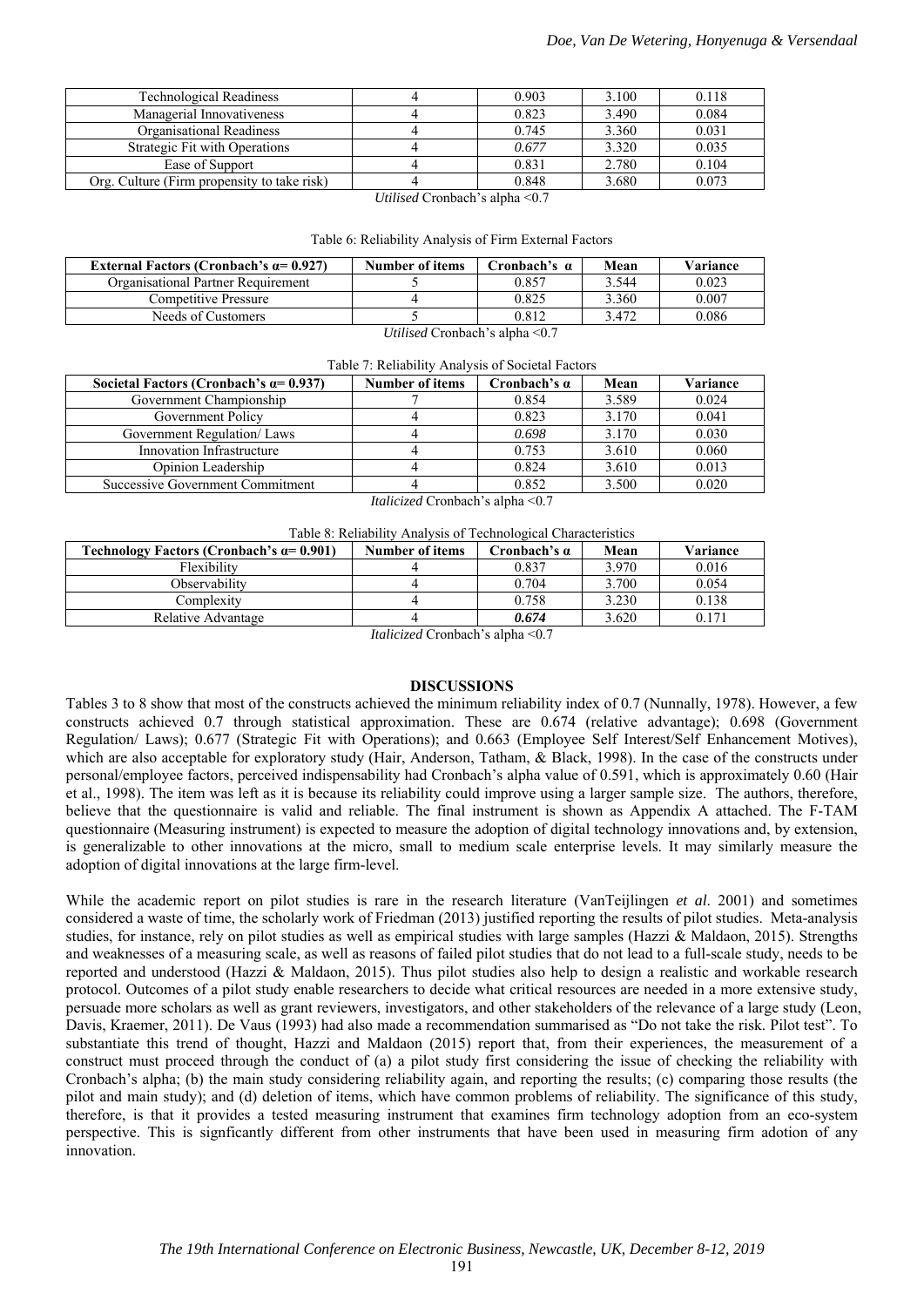| Technological Readiness | 4 | 0.903 | 3.100 | 0.118 |
|---|---|---|---|---|
| Managerial Innovativeness | 4 | 0.823 | 3.490 | 0.084 |
| Organisational Readiness | 4 | 0.745 | 3.360 | 0.031 |
| Strategic Fit with Operations | 4 | *0.677* | 3.320 | 0.035 |
| Ease of Support | 4 | 0.831 | 2.780 | 0.104 |
| Org. Culture (Firm propensity to take risk) | 4 | 0.848 | 3.680 | 0.073 |

*Utilised* Cronbach's alpha <0.7

Table 6: Reliability Analysis of Firm External Factors

| External Factors (Cronbach's α= 0.927) | Number of items | Cronbach's α | Mean | Variance |
|---|---|---|---|---|
| Organisational Partner Requirement | 5 | 0.857 | 3.544 | 0.023 |
| Competitive Pressure | 4 | 0.825 | 3.360 | 0.007 |
| Needs of Customers | 5 | 0.812 | 3.472 | 0.086 |

*Utilised* Cronbach's alpha <0.7

Table 7: Reliability Analysis of Societal Factors

| Societal Factors (Cronbach's α= 0.937) | Number of items | Cronbach's α | Mean | Variance |
|---|---|---|---|---|
| Government Championship | 7 | 0.854 | 3.589 | 0.024 |
| Government Policy | 4 | 0.823 | 3.170 | 0.041 |
| Government Regulation/ Laws | 4 | *0.698* | 3.170 | 0.030 |
| Innovation Infrastructure | 4 | 0.753 | 3.610 | 0.060 |
| Opinion Leadership | 4 | 0.824 | 3.610 | 0.013 |
| Successive Government Commitment | 4 | 0.852 | 3.500 | 0.020 |

*Italicized* Cronbach's alpha <0.7

Table 8: Reliability Analysis of Technological Characteristics

| Technology Factors (Cronbach's α= 0.901) | Number of items | Cronbach's α | Mean | Variance |
|---|---|---|---|---|
| Flexibility | 4 | 0.837 | 3.970 | 0.016 |
| Observability | 4 | 0.704 | 3.700 | 0.054 |
| Complexity | 4 | 0.758 | 3.230 | 0.138 |
| Relative Advantage | 4 | ***0.674*** | 3.620 | 0.171 |

*Italicized* Cronbach's alpha <0.7

## DISCUSSIONS

Tables 3 to 8 show that most of the constructs achieved the minimum reliability index of 0.7 (Nunnally, 1978). However, a few constructs achieved 0.7 through statistical approximation. These are 0.674 (relative advantage); 0.698 (Government Regulation/ Laws); 0.677 (Strategic Fit with Operations); and 0.663 (Employee Self Interest/Self Enhancement Motives), which are also acceptable for exploratory study (Hair, Anderson, Tatham, & Black, 1998). In the case of the constructs under personal/employee factors, perceived indispensability had Cronbach's alpha value of 0.591, which is approximately 0.60 (Hair et al., 1998). The item was left as it is because its reliability could improve using a larger sample size. The authors, therefore, believe that the questionnaire is valid and reliable. The final instrument is shown as Appendix A attached. The F-TAM questionnaire (Measuring instrument) is expected to measure the adoption of digital technology innovations and, by extension, is generalizable to other innovations at the micro, small to medium scale enterprise levels. It may similarly measure the adoption of digital innovations at the large firm-level.

While the academic report on pilot studies is rare in the research literature (VanTeijlingen *et al*. 2001) and sometimes considered a waste of time, the scholarly work of Friedman (2013) justified reporting the results of pilot studies. Meta-analysis studies, for instance, rely on pilot studies as well as empirical studies with large samples (Hazzi & Maldaon, 2015). Strengths and weaknesses of a measuring scale, as well as reasons of failed pilot studies that do not lead to a full-scale study, needs to be reported and understood (Hazzi & Maldaon, 2015). Thus pilot studies also help to design a realistic and workable research protocol. Outcomes of a pilot study enable researchers to decide what critical resources are needed in a more extensive study, persuade more scholars as well as grant reviewers, investigators, and other stakeholders of the relevance of a large study (Leon, Davis, Kraemer, 2011). De Vaus (1993) had also made a recommendation summarised as "Do not take the risk. Pilot test". To substantiate this trend of thought, Hazzi and Maldaon (2015) report that, from their experiences, the measurement of a construct must proceed through the conduct of (a) a pilot study first considering the issue of checking the reliability with Cronbach's alpha; (b) the main study considering reliability again, and reporting the results; (c) comparing those results (the pilot and main study); and (d) deletion of items, which have common problems of reliability. The significance of this study, therefore, is that it provides a tested measuring instrument that examines firm technology adoption from an eco-system perspective. This is signficantly different from other instruments that have been used in measuring firm adotion of any innovation.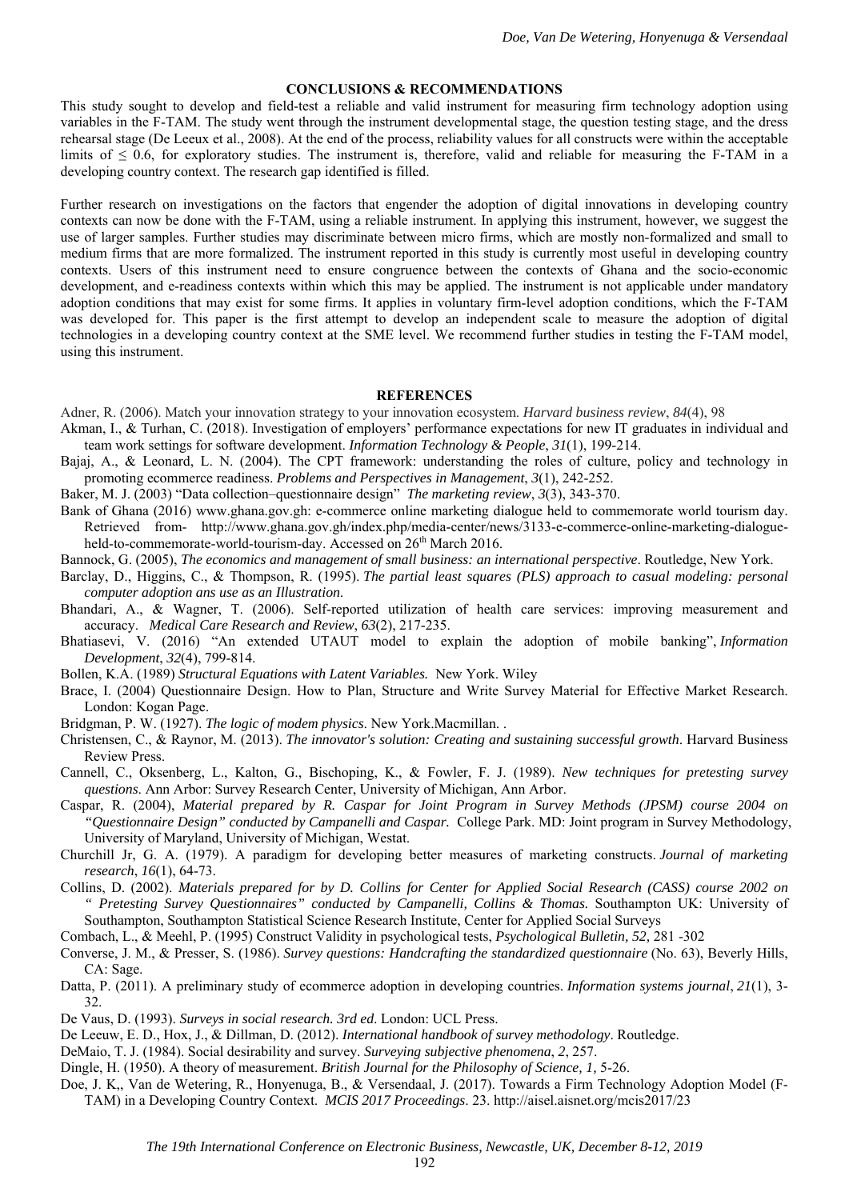## CONCLUSIONS & RECOMMENDATIONS

This study sought to develop and field-test a reliable and valid instrument for measuring firm technology adoption using variables in the F-TAM. The study went through the instrument developmental stage, the question testing stage, and the dress rehearsal stage (De Leeux et al., 2008). At the end of the process, reliability values for all constructs were within the acceptable limits of ≤ 0.6, for exploratory studies. The instrument is, therefore, valid and reliable for measuring the F-TAM in a developing country context. The research gap identified is filled.

Further research on investigations on the factors that engender the adoption of digital innovations in developing country contexts can now be done with the F-TAM, using a reliable instrument. In applying this instrument, however, we suggest the use of larger samples. Further studies may discriminate between micro firms, which are mostly non-formalized and small to medium firms that are more formalized. The instrument reported in this study is currently most useful in developing country contexts. Users of this instrument need to ensure congruence between the contexts of Ghana and the socio-economic development, and e-readiness contexts within which this may be applied. The instrument is not applicable under mandatory adoption conditions that may exist for some firms. It applies in voluntary firm-level adoption conditions, which the F-TAM was developed for. This paper is the first attempt to develop an independent scale to measure the adoption of digital technologies in a developing country context at the SME level. We recommend further studies in testing the F-TAM model, using this instrument.

## REFERENCES

Adner, R. (2006). Match your innovation strategy to your innovation ecosystem. *Harvard business review*, *84*(4), 98

Akman, I., & Turhan, C. (2018). Investigation of employers' performance expectations for new IT graduates in individual and team work settings for software development. *Information Technology & People*, *31*(1), 199-214.

Bajaj, A., & Leonard, L. N. (2004). The CPT framework: understanding the roles of culture, policy and technology in promoting ecommerce readiness. *Problems and Perspectives in Management*, *3*(1), 242-252.

Baker, M. J. (2003) "Data collection–questionnaire design" *The marketing review*, *3*(3), 343-370.

Bank of Ghana (2016) www.ghana.gov.gh: e-commerce online marketing dialogue held to commemorate world tourism day. Retrieved from- http://www.ghana.gov.gh/index.php/media-center/news/3133-e-commerce-online-marketing-dialogue-held-to-commemorate-world-tourism-day. Accessed on 26th March 2016.

Bannock, G. (2005), *The economics and management of small business: an international perspective*. Routledge, New York.

Barclay, D., Higgins, C., & Thompson, R. (1995). *The partial least squares (PLS) approach to casual modeling: personal computer adoption ans use as an Illustration*.

Bhandari, A., & Wagner, T. (2006). Self-reported utilization of health care services: improving measurement and accuracy. *Medical Care Research and Review*, *63*(2), 217-235.

Bhatiasevi, V. (2016) "An extended UTAUT model to explain the adoption of mobile banking", *Information Development*, *32*(4), 799-814.

Bollen, K.A. (1989) *Structural Equations with Latent Variables.* New York. Wiley

Brace, I. (2004) Questionnaire Design. How to Plan, Structure and Write Survey Material for Effective Market Research. London: Kogan Page.

Bridgman, P. W. (1927). *The logic of modem physics*. New York.Macmillan. .

Christensen, C., & Raynor, M. (2013). *The innovator's solution: Creating and sustaining successful growth*. Harvard Business Review Press.

Cannell, C., Oksenberg, L., Kalton, G., Bischoping, K., & Fowler, F. J. (1989). *New techniques for pretesting survey questions*. Ann Arbor: Survey Research Center, University of Michigan, Ann Arbor.

Caspar, R. (2004), *Material prepared by R. Caspar for Joint Program in Survey Methods (JPSM) course 2004 on "Questionnaire Design" conducted by Campanelli and Caspar.* College Park. MD: Joint program in Survey Methodology, University of Maryland, University of Michigan, Westat.

Churchill Jr, G. A. (1979). A paradigm for developing better measures of marketing constructs. *Journal of marketing research*, *16*(1), 64-73.

Collins, D. (2002). *Materials prepared for by D. Collins for Center for Applied Social Research (CASS) course 2002 on " Pretesting Survey Questionnaires" conducted by Campanelli, Collins & Thomas.* Southampton UK: University of Southampton, Southampton Statistical Science Research Institute, Center for Applied Social Surveys

Combach, L., & Meehl, P. (1995) Construct Validity in psychological tests, *Psychological Bulletin, 52*, 281 -302

Converse, J. M., & Presser, S. (1986). *Survey questions: Handcrafting the standardized questionnaire* (No. 63), Beverly Hills, CA: Sage.

Datta, P. (2011). A preliminary study of ecommerce adoption in developing countries. *Information systems journal*, *21*(1), 3-32.

De Vaus, D. (1993). *Surveys in social research. 3rd ed*. London: UCL Press.

De Leeuw, E. D., Hox, J., & Dillman, D. (2012). *International handbook of survey methodology*. Routledge.

DeMaio, T. J. (1984). Social desirability and survey. *Surveying subjective phenomena*, *2*, 257.

Dingle, H. (1950). A theory of measurement. *British Journal for the Philosophy of Science, 1,* 5-26.

Doe, J. K,, Van de Wetering, R., Honyenuga, B., & Versendaal, J. (2017). Towards a Firm Technology Adoption Model (F-TAM) in a Developing Country Context. *MCIS 2017 Proceedings*. 23. http://aisel.aisnet.org/mcis2017/23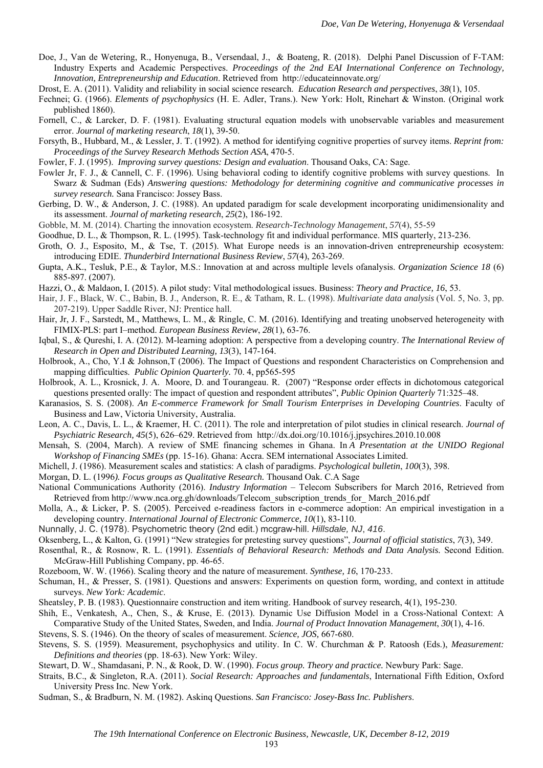Doe, J., Van de Wetering, R., Honyenuga, B., Versendaal, J., & Boateng, R. (2018). Delphi Panel Discussion of F-TAM: Industry Experts and Academic Perspectives. *Proceedings of the 2nd EAI International Conference on Technology, Innovation, Entrepreneurship and Education*. Retrieved from http://educateinnovate.org/

Drost, E. A. (2011). Validity and reliability in social science research. *Education Research and perspectives*, *38*(1), 105.

Fechnei; G. (1966). *Elements of psychophysics* (H. E. Adler, Trans.). New York: Holt, Rinehart & Winston. (Original work published 1860).

Fornell, C., & Larcker, D. F. (1981). Evaluating structural equation models with unobservable variables and measurement error. *Journal of marketing research*, *18*(1), 39-50.

Forsyth, B., Hubbard, M., & Lessler, J. T. (1992). A method for identifying cognitive properties of survey items. *Reprint from: Proceedings of the Survey Research Methods Section ASA*, 470-5.

Fowler, F. J. (1995). *Improving survey questions: Design and evaluation*. Thousand Oaks, CA: Sage.

Fowler Jr, F. J., & Cannell, C. F. (1996). Using behavioral coding to identify cognitive problems with survey questions. In Swarz & Sudman (Eds) *Answering questions: Methodology for determining cognitive and communicative processes in survey research.* Sana Francisco: Jossey Bass.

Gerbing, D. W., & Anderson, J. C. (1988). An updated paradigm for scale development incorporating unidimensionality and its assessment. *Journal of marketing research*, *25*(2), 186-192.

Gobble, M. M. (2014). Charting the innovation ecosystem. *Research-Technology Management*, *57*(4), 55-59

Goodhue, D. L., & Thompson, R. L. (1995). Task-technology fit and individual performance. MIS quarterly, 213-236.

Groth, O. J., Esposito, M., & Tse, T. (2015). What Europe needs is an innovation-driven entrepreneurship ecosystem: introducing EDIE. *Thunderbird International Business Review*, *57*(4), 263-269.

Gupta, A.K., Tesluk, P.E., & Taylor, M.S.: Innovation at and across multiple levels ofanalysis. *Organization Science 18* (6) 885-897. (2007).

Hazzi, O., & Maldaon, I. (2015). A pilot study: Vital methodological issues. Business: *Theory and Practice, 16*, 53.

Hair, J. F., Black, W. C., Babin, B. J., Anderson, R. E., & Tatham, R. L. (1998). *Multivariate data analysis* (Vol. 5, No. 3, pp. 207-219). Upper Saddle River, NJ: Prentice hall.

Hair, Jr, J. F., Sarstedt, M., Matthews, L. M., & Ringle, C. M. (2016). Identifying and treating unobserved heterogeneity with FIMIX-PLS: part I–method. *European Business Review*, *28*(1), 63-76.

Iqbal, S., & Qureshi, I. A. (2012). M-learning adoption: A perspective from a developing country. *The International Review of Research in Open and Distributed Learning, 13*(3), 147-164.

Holbrook, A., Cho, Y.I & Johnson,T (2006). The Impact of Questions and respondent Characteristics on Comprehension and mapping difficulties. *Public Opinion Quarterly.* 70. 4, pp565-595

Holbrook, A. L., Krosnick, J. A. Moore, D. and Tourangeau. R. (2007) "Response order effects in dichotomous categorical questions presented orally: The impact of question and respondent attributes", *Public Opinion Quarterly* 71:325–48.

Karanasios, S. S. (2008). *An E-commerce Framework for Small Tourism Enterprises in Developing Countries*. Faculty of Business and Law, Victoria University, Australia.

Leon, A. C., Davis, L. L., & Kraemer, H. C. (2011). The role and interpretation of pilot studies in clinical research. *Journal of Psychiatric Research*, *45*(5), 626–629. Retrieved from http://dx.doi.org/10.1016/j.jpsychires.2010.10.008

Mensah, S. (2004, March). A review of SME financing schemes in Ghana. In *A Presentation at the UNIDO Regional Workshop of Financing SMEs* (pp. 15-16). Ghana: Accra. SEM international Associates Limited.

Michell, J. (1986). Measurement scales and statistics: A clash of paradigms. *Psychological bulletin*, *100*(3), 398.

Morgan, D. L. (1996*). Focus groups as Qualitative Research.* Thousand Oak. C.A Sage

National Communications Authority (2016). *Industry Information* – Telecom Subscribers for March 2016, Retrieved from Retrieved from http://www.nca.org.gh/downloads/Telecom_subscription_trends_for_ March_2016.pdf

Molla, A., & Licker, P. S. (2005). Perceived e-readiness factors in e-commerce adoption: An empirical investigation in a developing country. *International Journal of Electronic Commerce, 10*(1), 83-110.

Nunnally, J. C. (1978). Psychometric theory (2nd edit.) mcgraw-hill. *Hillsdale, NJ*, *416*.

Oksenberg, L., & Kalton, G. (1991) "New strategies for pretesting survey questions", *Journal of official statistics*, *7*(3), 349.

Rosenthal, R., & Rosnow, R. L. (1991). *Essentials of Behavioral Research: Methods and Data Analysis.* Second Edition. McGraw-Hill Publishing Company, pp. 46-65.

Rozeboom, W. W. (1966). Scaling theory and the nature of measurement. *Synthese, 16*, 170-233.

Schuman, H., & Presser, S. (1981). Questions and answers: Experiments on question form, wording, and context in attitude surveys. *New York: Academic*.

Sheatsley, P. B. (1983). Questionnaire construction and item writing. Handbook of survey research, 4(1), 195-230.

Shih, E., Venkatesh, A., Chen, S., & Kruse, E. (2013). Dynamic Use Diffusion Model in a Cross‐National Context: A Comparative Study of the United States, Sweden, and India. *Journal of Product Innovation Management*, *30*(1), 4-16.

Stevens, S. S. (1946). On the theory of scales of measurement. *Science, JOS,* 667-680.

Stevens, S. S. (1959). Measurement, psychophysics and utility. In C. W. Churchman & P. Ratoosh (Eds.), *Measurement: Definitions and theories* (pp. 18-63). New York: Wiley.

Stewart, D. W., Shamdasani, P. N., & Rook, D. W. (1990). *Focus group. Theory and practice.* Newbury Park: Sage.

Straits, B.C., & Singleton, R.A. (2011). *Social Research: Approaches and fundamentals*, International Fifth Edition, Oxford University Press Inc. New York.

Sudman, S., & Bradburn, N. M. (1982). Askinq Questions. *San Francisco: Josey-Bass Inc. Publishers*.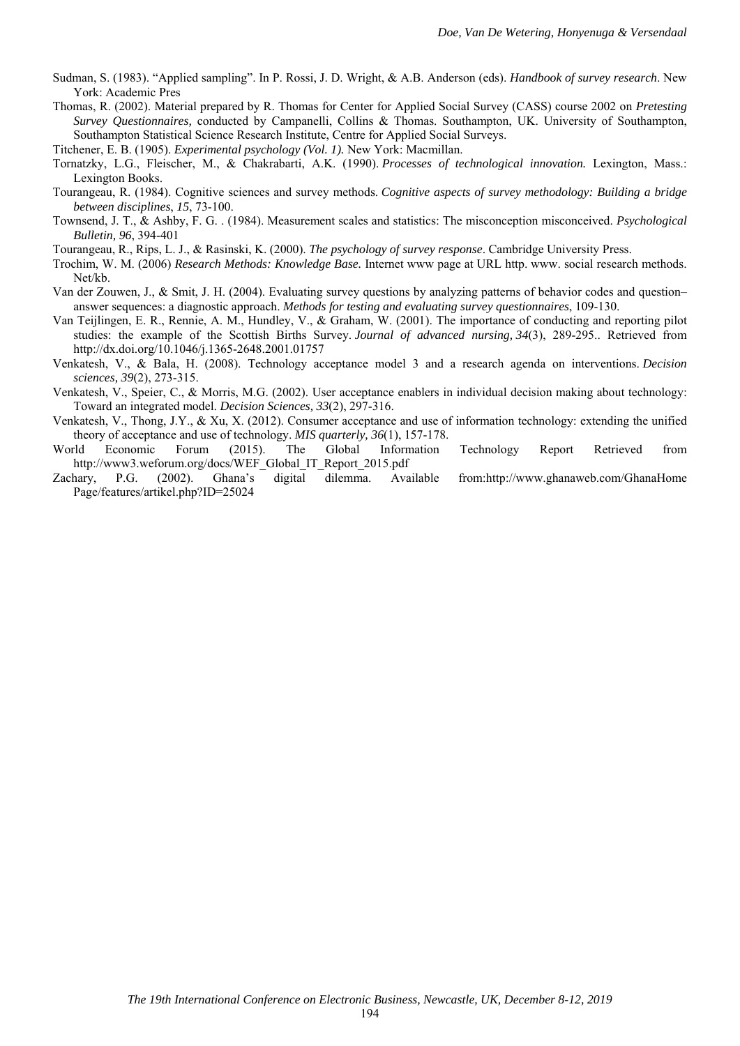Sudman, S. (1983). "Applied sampling". In P. Rossi, J. D. Wright, & A.B. Anderson (eds). *Handbook of survey research*. New York: Academic Pres

Thomas, R. (2002). Material prepared by R. Thomas for Center for Applied Social Survey (CASS) course 2002 on *Pretesting Survey Questionnaires,* conducted by Campanelli, Collins & Thomas. Southampton, UK. University of Southampton, Southampton Statistical Science Research Institute, Centre for Applied Social Surveys.

Titchener, E. B. (1905). *Experimental psychology (Vol. 1).* New York: Macmillan.

Tornatzky, L.G., Fleischer, M., & Chakrabarti, A.K. (1990). *Processes of technological innovation.* Lexington, Mass.: Lexington Books.

Tourangeau, R. (1984). Cognitive sciences and survey methods. *Cognitive aspects of survey methodology: Building a bridge between disciplines*, *15*, 73-100.

Townsend, J. T., & Ashby, F. G. . (1984). Measurement scales and statistics: The misconception misconceived. *Psychological Bulletin, 96*, 394-401

Tourangeau, R., Rips, L. J., & Rasinski, K. (2000). *The psychology of survey response*. Cambridge University Press.

Trochim, W. M. (2006) *Research Methods: Knowledge Base.* Internet www page at URL http. www. social research methods. Net/kb.

Van der Zouwen, J., & Smit, J. H. (2004). Evaluating survey questions by analyzing patterns of behavior codes and question–answer sequences: a diagnostic approach. *Methods for testing and evaluating survey questionnaires*, 109-130.

Van Teijlingen, E. R., Rennie, A. M., Hundley, V., & Graham, W. (2001). The importance of conducting and reporting pilot studies: the example of the Scottish Births Survey. *Journal of advanced nursing, 34*(3), 289-295.. Retrieved from http://dx.doi.org/10.1046/j.1365-2648.2001.01757

Venkatesh, V., & Bala, H. (2008). Technology acceptance model 3 and a research agenda on interventions. *Decision sciences, 39*(2), 273-315.

Venkatesh, V., Speier, C., & Morris, M.G. (2002). User acceptance enablers in individual decision making about technology: Toward an integrated model. *Decision Sciences, 33*(2), 297-316.

Venkatesh, V., Thong, J.Y., & Xu, X. (2012). Consumer acceptance and use of information technology: extending the unified theory of acceptance and use of technology. *MIS quarterly, 36*(1), 157-178.

World Economic Forum (2015). The Global Information Technology Report Retrieved from http://www3.weforum.org/docs/WEF_Global_IT_Report_2015.pdf

Zachary, P.G. (2002). Ghana's digital dilemma. Available from:http://www.ghanaweb.com/GhanaHome Page/features/artikel.php?ID=25024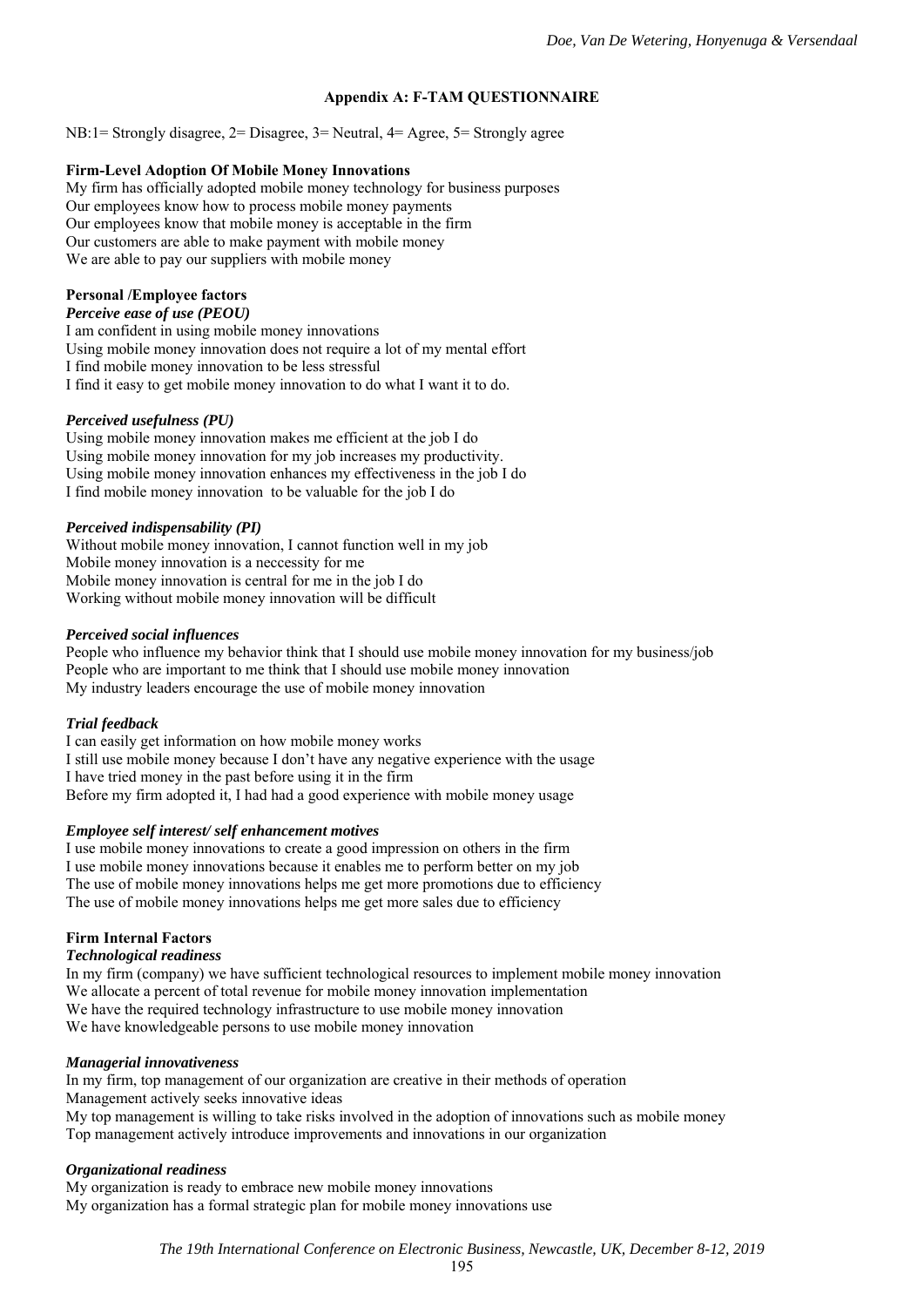## Appendix A: F-TAM QUESTIONNAIRE

NB:1= Strongly disagree, 2= Disagree, 3= Neutral, 4= Agree, 5= Strongly agree

**Firm-Level Adoption Of Mobile Money Innovations**

My firm has officially adopted mobile money technology for business purposes
Our employees know how to process mobile money payments
Our employees know that mobile money is acceptable in the firm
Our customers are able to make payment with mobile money
We are able to pay our suppliers with mobile money

**Personal /Employee factors**

***Perceive ease of use (PEOU)***

I am confident in using mobile money innovations
Using mobile money innovation does not require a lot of my mental effort
I find mobile money innovation to be less stressful
I find it easy to get mobile money innovation to do what I want it to do.

***Perceived usefulness (PU)***

Using mobile money innovation makes me efficient at the job I do
Using mobile money innovation for my job increases my productivity.
Using mobile money innovation enhances my effectiveness in the job I do
I find mobile money innovation to be valuable for the job I do

***Perceived indispensability (PI)***

Without mobile money innovation, I cannot function well in my job
Mobile money innovation is a neccessity for me
Mobile money innovation is central for me in the job I do
Working without mobile money innovation will be difficult

***Perceived social influences***

People who influence my behavior think that I should use mobile money innovation for my business/job
People who are important to me think that I should use mobile money innovation
My industry leaders encourage the use of mobile money innovation

***Trial feedback***

I can easily get information on how mobile money works
I still use mobile money because I don't have any negative experience with the usage
I have tried money in the past before using it in the firm
Before my firm adopted it, I had had a good experience with mobile money usage

***Employee self interest/ self enhancement motives***

I use mobile money innovations to create a good impression on others in the firm
I use mobile money innovations because it enables me to perform better on my job
The use of mobile money innovations helps me get more promotions due to efficiency
The use of mobile money innovations helps me get more sales due to efficiency

**Firm Internal Factors**

***Technological readiness***

In my firm (company) we have sufficient technological resources to implement mobile money innovation
We allocate a percent of total revenue for mobile money innovation implementation
We have the required technology infrastructure to use mobile money innovation
We have knowledgeable persons to use mobile money innovation

***Managerial innovativeness***

In my firm, top management of our organization are creative in their methods of operation
Management actively seeks innovative ideas
My top management is willing to take risks involved in the adoption of innovations such as mobile money
Top management actively introduce improvements and innovations in our organization

***Organizational readiness***

My organization is ready to embrace new mobile money innovations
My organization has a formal strategic plan for mobile money innovations use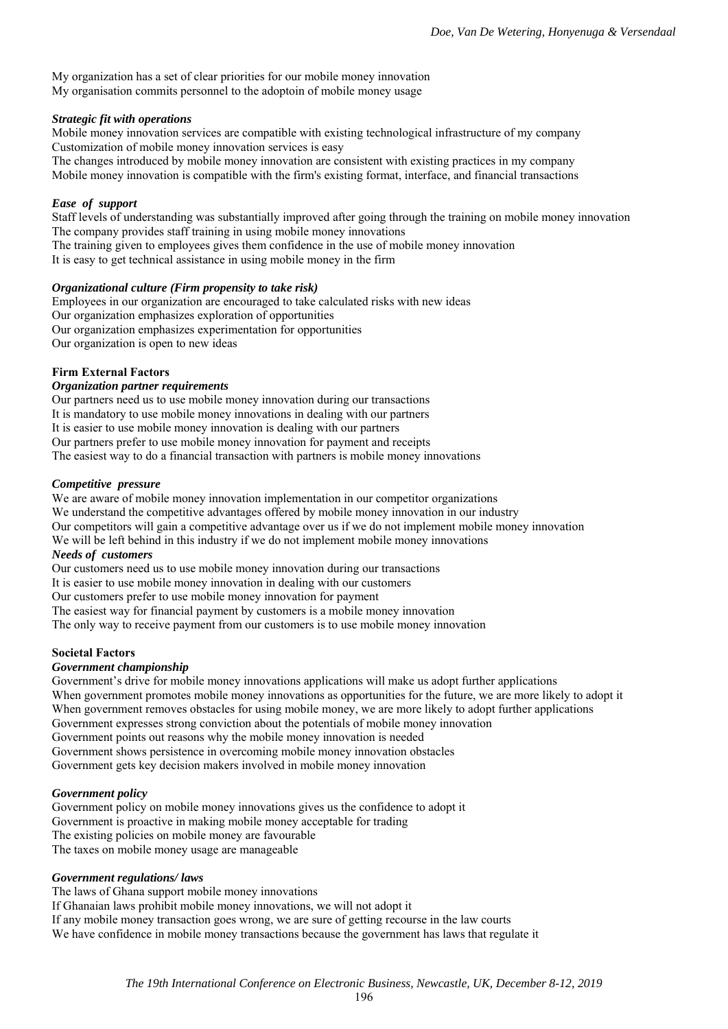My organization has a set of clear priorities for our mobile money innovation
My organisation commits personnel to the adoptoin of mobile money usage

***Strategic fit with operations***

Mobile money innovation services are compatible with existing technological infrastructure of my company
Customization of mobile money innovation services is easy
The changes introduced by mobile money innovation are consistent with existing practices in my company
Mobile money innovation is compatible with the firm's existing format, interface, and financial transactions

***Ease of support***

Staff levels of understanding was substantially improved after going through the training on mobile money innovation
The company provides staff training in using mobile money innovations
The training given to employees gives them confidence in the use of mobile money innovation
It is easy to get technical assistance in using mobile money in the firm

***Organizational culture (Firm propensity to take risk)***

Employees in our organization are encouraged to take calculated risks with new ideas
Our organization emphasizes exploration of opportunities
Our organization emphasizes experimentation for opportunities
Our organization is open to new ideas

**Firm External Factors**

***Organization partner requirements***

Our partners need us to use mobile money innovation during our transactions
It is mandatory to use mobile money innovations in dealing with our partners
It is easier to use mobile money innovation is dealing with our partners
Our partners prefer to use mobile money innovation for payment and receipts
The easiest way to do a financial transaction with partners is mobile money innovations

***Competitive pressure***

We are aware of mobile money innovation implementation in our competitor organizations
We understand the competitive advantages offered by mobile money innovation in our industry
Our competitors will gain a competitive advantage over us if we do not implement mobile money innovation
We will be left behind in this industry if we do not implement mobile money innovations

***Needs of customers***

Our customers need us to use mobile money innovation during our transactions
It is easier to use mobile money innovation in dealing with our customers
Our customers prefer to use mobile money innovation for payment
The easiest way for financial payment by customers is a mobile money innovation
The only way to receive payment from our customers is to use mobile money innovation

**Societal Factors**

***Government championship***

Government's drive for mobile money innovations applications will make us adopt further applications
When government promotes mobile money innovations as opportunities for the future, we are more likely to adopt it
When government removes obstacles for using mobile money, we are more likely to adopt further applications
Government expresses strong conviction about the potentials of mobile money innovation
Government points out reasons why the mobile money innovation is needed
Government shows persistence in overcoming mobile money innovation obstacles
Government gets key decision makers involved in mobile money innovation

***Government policy***

Government policy on mobile money innovations gives us the confidence to adopt it
Government is proactive in making mobile money acceptable for trading
The existing policies on mobile money are favourable
The taxes on mobile money usage are manageable

***Government regulations/ laws***

The laws of Ghana support mobile money innovations
If Ghanaian laws prohibit mobile money innovations, we will not adopt it
If any mobile money transaction goes wrong, we are sure of getting recourse in the law courts
We have confidence in mobile money transactions because the government has laws that regulate it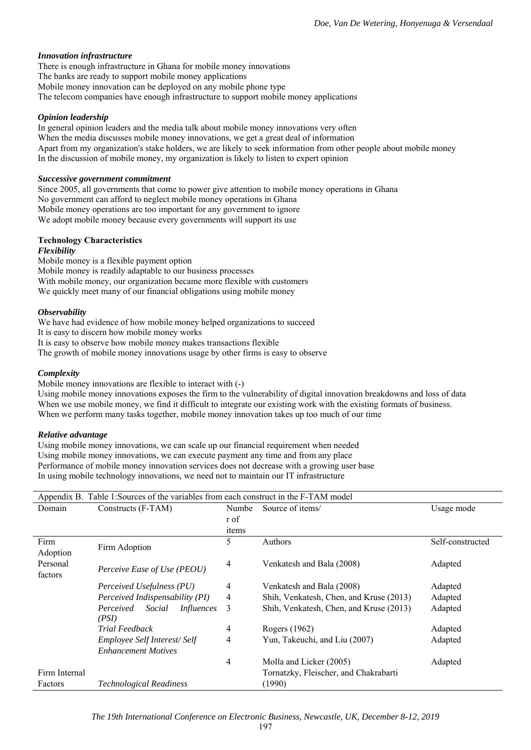***Innovation infrastructure***

There is enough infrastructure in Ghana for mobile money innovations
The banks are ready to support mobile money applications
Mobile money innovation can be deployed on any mobile phone type
The telecom companies have enough infrastructure to support mobile money applications

***Opinion leadership***

In general opinion leaders and the media talk about mobile money innovations very often
When the media discusses mobile money innovations, we get a great deal of information
Apart from my organization's stake holders, we are likely to seek information from other people about mobile money
In the discussion of mobile money, my organization is likely to listen to expert opinion

***Successive government commitment***

Since 2005, all governments that come to power give attention to mobile money operations in Ghana
No government can afford to neglect mobile money operations in Ghana
Mobile money operations are too important for any government to ignore
We adopt mobile money because every governments will support its use

**Technology Characteristics**

***Flexibility***

Mobile money is a flexible payment option
Mobile money is readily adaptable to our business processes
With mobile money, our organization became more flexible with customers
We quickly meet many of our financial obligations using mobile money

***Observability***

We have had evidence of how mobile money helped organizations to succeed
It is easy to discern how mobile money works
It is easy to observe how mobile money makes transactions flexible
The growth of mobile money innovations usage by other firms is easy to observe

***Complexity***

Mobile money innovations are flexible to interact with (-)
Using mobile money innovations exposes the firm to the vulnerability of digital innovation breakdowns and loss of data
When we use mobile money, we find it difficult to integrate our existing work with the existing formats of business.
When we perform many tasks together, mobile money innovation takes up too much of our time

***Relative advantage***

Using mobile money innovations, we can scale up our financial requirement when needed
Using mobile money innovations, we can execute payment any time and from any place
Performance of mobile money innovation services does not decrease with a growing user base
In using mobile technology innovations, we need not to maintain our IT infrastructure

Appendix B. Table 1:Sources of the variables from each construct in the F-TAM model

| Domain | Constructs (F-TAM) | Number of items | Source of items/ | Usage mode |
|---|---|---|---|---|
| Firm Adoption | Firm Adoption | 5 | Authors | Self-constructed |
| Personal factors | *Perceive Ease of Use (PEOU)* | 4 | Venkatesh and Bala (2008) | Adapted |
| | *Perceived Usefulness (PU)* | 4 | Venkatesh and Bala (2008) | Adapted |
| | *Perceived Indispensability (PI)* | 4 | Shih, Venkatesh, Chen, and Kruse (2013) | Adapted |
| | *Perceived Social Influences (PSI)* | 3 | Shih, Venkatesh, Chen, and Kruse (2013) | Adapted |
| | *Trial Feedback* | 4 | Rogers (1962) | Adapted |
| | *Employee Self Interest/ Self Enhancement Motives* | 4 | Yun, Takeuchi, and Liu (2007) | Adapted |
| Firm Internal Factors | *Technological Readiness* | 4 | Molla and Licker (2005) Tornatzky, Fleischer, and Chakrabarti (1990) | Adapted |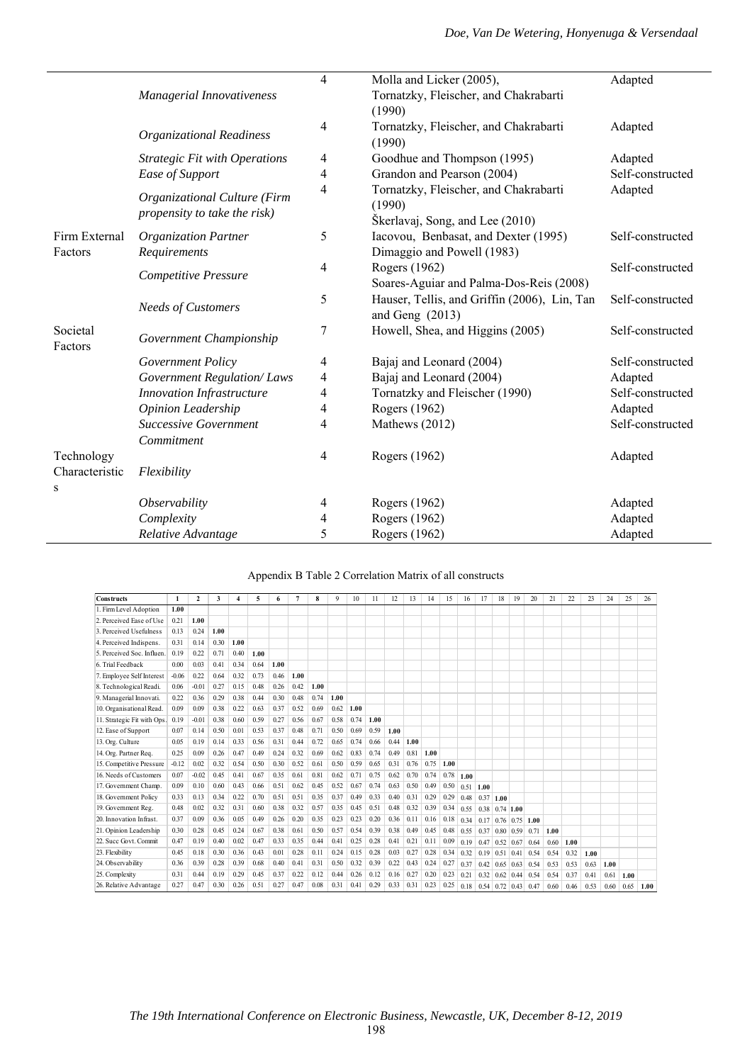| | | | | |
|---|---|---|---|---|
| | *Managerial Innovativeness* | 4 | Molla and Licker (2005), Tornatzky, Fleischer, and Chakrabarti (1990) | Adapted |
| | *Organizational Readiness* | 4 | Tornatzky, Fleischer, and Chakrabarti (1990) | Adapted |
| | *Strategic Fit with Operations* | 4 | Goodhue and Thompson (1995) | Adapted |
| | *Ease of Support* | 4 | Grandon and Pearson (2004) | Self-constructed |
| | *Organizational Culture (Firm propensity to take the risk)* | 4 | Tornatzky, Fleischer, and Chakrabarti (1990) Škerlavaj, Song, and Lee (2010) | Adapted |
| Firm External Factors | *Organization Partner Requirements* | 5 | Iacovou, Benbasat, and Dexter (1995) Dimaggio and Powell (1983) | Self-constructed |
| | *Competitive Pressure* | 4 | Rogers (1962) Soares-Aguiar and Palma-Dos-Reis (2008) | Self-constructed |
| | *Needs of Customers* | 5 | Hauser, Tellis, and Griffin (2006), Lin, Tan and Geng (2013) | Self-constructed |
| Societal Factors | *Government Championship* | 7 | Howell, Shea, and Higgins (2005) | Self-constructed |
| | *Government Policy* | 4 | Bajaj and Leonard (2004) | Self-constructed |
| | *Government Regulation/ Laws* | 4 | Bajaj and Leonard (2004) | Adapted |
| | *Innovation Infrastructure* | 4 | Tornatzky and Fleischer (1990) | Self-constructed |
| | *Opinion Leadership* | 4 | Rogers (1962) | Adapted |
| | *Successive Government Commitment* | 4 | Mathews (2012) | Self-constructed |
| Technology Characteristics | *Flexibility* | 4 | Rogers (1962) | Adapted |
| | *Observability* | 4 | Rogers (1962) | Adapted |
| | *Complexity* | 4 | Rogers (1962) | Adapted |
| | *Relative Advantage* | 5 | Rogers (1962) | Adapted |

Appendix B Table 2 Correlation Matrix of all constructs

| Constructs | 1 | 2 | 3 | 4 | 5 | 6 | 7 | 8 | 9 | 10 | 11 | 12 | 13 | 14 | 15 | 16 | 17 | 18 | 19 | 20 | 21 | 22 | 23 | 24 | 25 | 26 |
|---|---|---|---|---|---|---|---|---|---|---|---|---|---|---|---|---|---|---|---|---|---|---|---|---|---|---|
| 1. Firm Level Adoption | **1.00** | | | | | | | | | | | | | | | | | | | | | | | | | |
| 2. Perceived Ease of Use | 0.21 | **1.00** | | | | | | | | | | | | | | | | | | | | | | | | |
| 3. Perceived Usefulness | 0.13 | 0.24 | **1.00** | | | | | | | | | | | | | | | | | | | | | | | |
| 4. Perceived Indispens. | 0.31 | 0.14 | 0.30 | **1.00** | | | | | | | | | | | | | | | | | | | | | | |
| 5. Perceived Soc. Influen. | 0.19 | 0.22 | 0.71 | 0.40 | **1.00** | | | | | | | | | | | | | | | | | | | | | |
| 6. Trial Feedback | 0.00 | 0.03 | 0.41 | 0.34 | 0.64 | **1.00** | | | | | | | | | | | | | | | | | | | | |
| 7. Employee Self Interest | -0.06 | 0.22 | 0.64 | 0.32 | 0.73 | 0.46 | **1.00** | | | | | | | | | | | | | | | | | | | |
| 8. Technological Readi. | 0.06 | -0.01 | 0.27 | 0.15 | 0.48 | 0.26 | 0.42 | **1.00** | | | | | | | | | | | | | | | | | | |
| 9. Managerial Innovati. | 0.22 | 0.36 | 0.29 | 0.38 | 0.44 | 0.30 | 0.48 | 0.74 | **1.00** | | | | | | | | | | | | | | | | | |
| 10. Organisational Read. | 0.09 | 0.09 | 0.38 | 0.22 | 0.63 | 0.37 | 0.52 | 0.69 | 0.62 | **1.00** | | | | | | | | | | | | | | | | |
| 11. Strategic Fit with Ops. | 0.19 | -0.01 | 0.38 | 0.60 | 0.59 | 0.27 | 0.56 | 0.67 | 0.58 | 0.74 | **1.00** | | | | | | | | | | | | | | | |
| 12. Ease of Support | 0.07 | 0.14 | 0.50 | 0.01 | 0.53 | 0.37 | 0.48 | 0.71 | 0.50 | 0.69 | 0.59 | **1.00** | | | | | | | | | | | | | | |
| 13. Org. Culture | 0.05 | 0.19 | 0.14 | 0.33 | 0.56 | 0.31 | 0.44 | 0.72 | 0.65 | 0.74 | 0.66 | 0.44 | **1.00** | | | | | | | | | | | | | |
| 14. Org. Partner Req. | 0.25 | 0.09 | 0.26 | 0.47 | 0.49 | 0.24 | 0.32 | 0.69 | 0.62 | 0.83 | 0.74 | 0.49 | 0.81 | **1.00** | | | | | | | | | | | | |
| 15. Competitive Pressure | -0.12 | 0.02 | 0.32 | 0.54 | 0.50 | 0.30 | 0.52 | 0.61 | 0.50 | 0.59 | 0.65 | 0.31 | 0.76 | 0.75 | **1.00** | | | | | | | | | | | |
| 16. Needs of Customers | 0.07 | -0.02 | 0.45 | 0.41 | 0.67 | 0.35 | 0.61 | 0.81 | 0.62 | 0.71 | 0.75 | 0.62 | 0.70 | 0.74 | 0.78 | **1.00** | | | | | | | | | | |
| 17. Government Champ. | 0.09 | 0.10 | 0.60 | 0.43 | 0.66 | 0.51 | 0.62 | 0.45 | 0.52 | 0.67 | 0.74 | 0.63 | 0.50 | 0.49 | 0.50 | 0.51 | **1.00** | | | | | | | | | |
| 18. Government Policy | 0.33 | 0.13 | 0.34 | 0.22 | 0.70 | 0.51 | 0.51 | 0.35 | 0.37 | 0.49 | 0.33 | 0.40 | 0.31 | 0.29 | 0.29 | 0.48 | 0.37 | **1.00** | | | | | | | | |
| 19. Government Reg. | 0.48 | 0.02 | 0.32 | 0.31 | 0.60 | 0.38 | 0.32 | 0.57 | 0.35 | 0.45 | 0.51 | 0.48 | 0.32 | 0.39 | 0.34 | 0.55 | 0.38 | 0.74 | **1.00** | | | | | | | |
| 20. Innovation Infrast. | 0.37 | 0.09 | 0.36 | 0.05 | 0.49 | 0.26 | 0.20 | 0.35 | 0.23 | 0.23 | 0.20 | 0.36 | 0.11 | 0.16 | 0.18 | 0.34 | 0.17 | 0.76 | 0.75 | **1.00** | | | | | | |
| 21. Opinion Leadership | 0.30 | 0.28 | 0.45 | 0.24 | 0.67 | 0.38 | 0.61 | 0.50 | 0.57 | 0.54 | 0.39 | 0.38 | 0.49 | 0.45 | 0.48 | 0.55 | 0.37 | 0.80 | 0.59 | 0.71 | **1.00** | | | | | |
| 22. Succ Govt. Commit | 0.47 | 0.19 | 0.40 | 0.02 | 0.47 | 0.33 | 0.35 | 0.44 | 0.41 | 0.25 | 0.28 | 0.41 | 0.21 | 0.11 | 0.09 | 0.19 | 0.47 | 0.52 | 0.67 | 0.64 | 0.60 | **1.00** | | | | |
| 23. Flexibility | 0.45 | 0.18 | 0.30 | 0.36 | 0.43 | 0.01 | 0.28 | 0.11 | 0.24 | 0.15 | 0.28 | 0.03 | 0.27 | 0.28 | 0.34 | 0.32 | 0.19 | 0.51 | 0.41 | 0.54 | 0.54 | 0.32 | **1.00** | | | |
| 24. Observability | 0.36 | 0.39 | 0.28 | 0.39 | 0.68 | 0.40 | 0.41 | 0.31 | 0.50 | 0.32 | 0.39 | 0.22 | 0.43 | 0.24 | 0.27 | 0.37 | 0.42 | 0.65 | 0.63 | 0.54 | 0.53 | 0.53 | 0.63 | **1.00** | | |
| 25. Complexity | 0.31 | 0.44 | 0.19 | 0.29 | 0.45 | 0.37 | 0.22 | 0.12 | 0.44 | 0.26 | 0.12 | 0.16 | 0.27 | 0.20 | 0.23 | 0.21 | 0.32 | 0.62 | 0.44 | 0.54 | 0.54 | 0.37 | 0.41 | 0.61 | **1.00** | |
| 26. Relative Advantage | 0.27 | 0.47 | 0.30 | 0.26 | 0.51 | 0.27 | 0.47 | 0.08 | 0.31 | 0.41 | 0.29 | 0.33 | 0.31 | 0.23 | 0.25 | 0.18 | 0.54 | 0.72 | 0.43 | 0.47 | 0.60 | 0.46 | 0.53 | 0.60 | 0.65 | **1.00** |